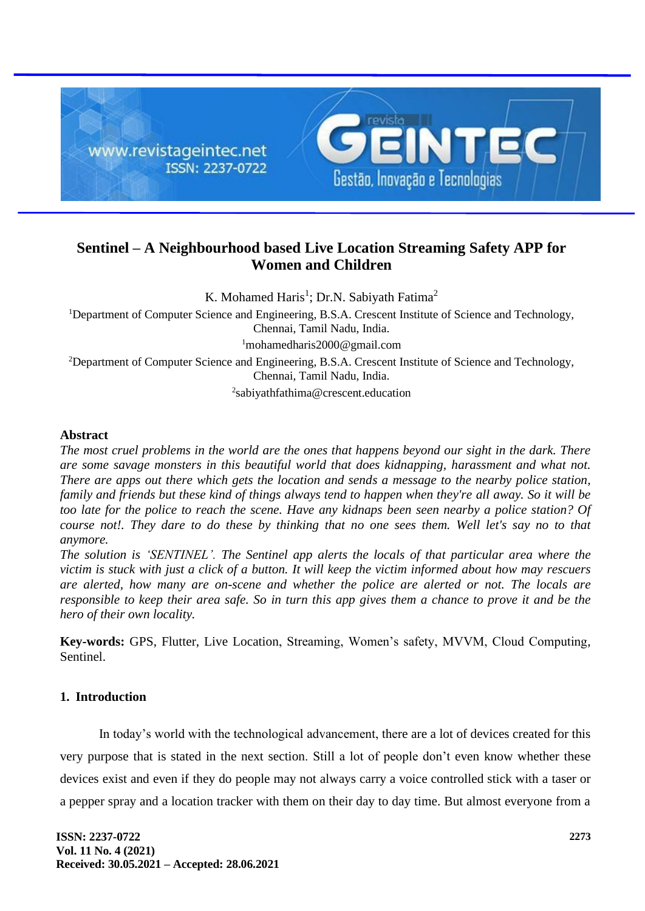# Sentinel – A Neighbourhood based Live Location Streaming Safety APP for Women and Children

K. Mohamed Haris[1]; Dr.N. Sabiyath Fatima[2]

[1]Department of Computer Science and Engineering, B.S.A. Crescent Institute of Science and Technology, Chennai, Tamil Nadu, India.

[1]mohamedharis2000@gmail.com

[2]Department of Computer Science and Engineering, B.S.A. Crescent Institute of Science and Technology, Chennai, Tamil Nadu, India.

[2]sabiyathfathima@crescent.education

## Abstract

*The most cruel problems in the world are the ones that happens beyond our sight in the dark. There are some savage monsters in this beautiful world that does kidnapping, harassment and what not. There are apps out there which gets the location and sends a message to the nearby police station, family and friends but these kind of things always tend to happen when they're all away. So it will be too late for the police to reach the scene. Have any kidnaps been seen nearby a police station? Of course not!. They dare to do these by thinking that no one sees them. Well let's say no to that anymore.*

*The solution is 'SENTINEL'. The Sentinel app alerts the locals of that particular area where the victim is stuck with just a click of a button. It will keep the victim informed about how may rescuers are alerted, how many are on-scene and whether the police are alerted or not. The locals are responsible to keep their area safe. So in turn this app gives them a chance to prove it and be the hero of their own locality.*

**Key-words:** GPS, Flutter, Live Location, Streaming, Women's safety, MVVM, Cloud Computing, Sentinel.

## 1. Introduction

In today's world with the technological advancement, there are a lot of devices created for this very purpose that is stated in the next section. Still a lot of people don't even know whether these devices exist and even if they do people may not always carry a voice controlled stick with a taser or a pepper spray and a location tracker with them on their day to day time. But almost everyone from a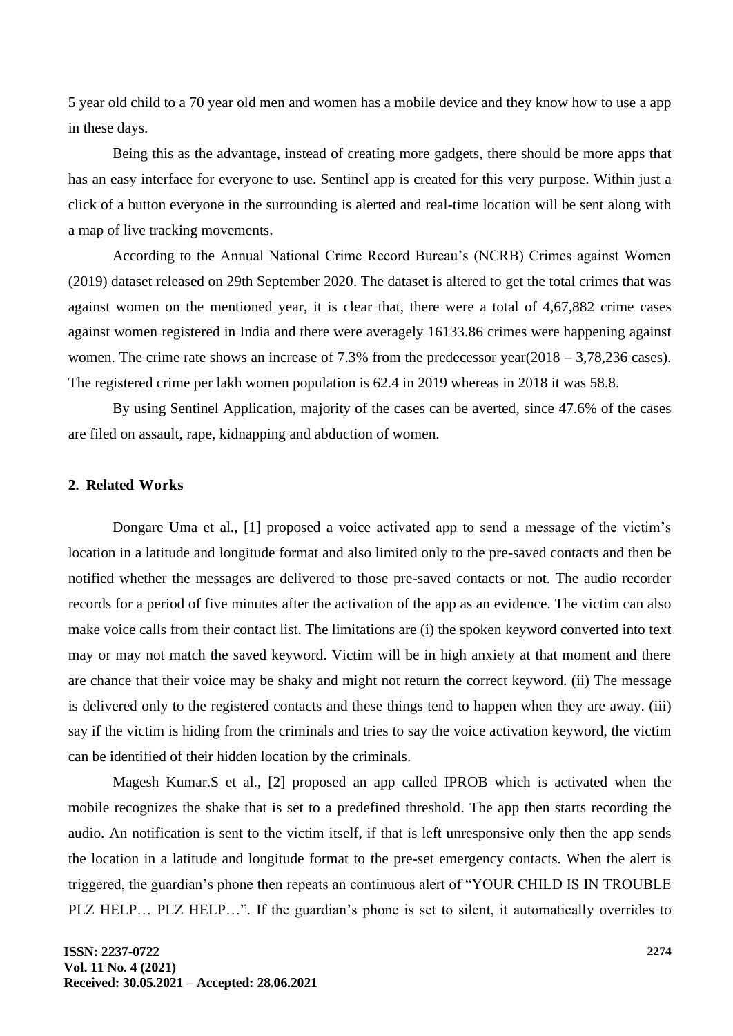5 year old child to a 70 year old men and women has a mobile device and they know how to use a app in these days.

Being this as the advantage, instead of creating more gadgets, there should be more apps that has an easy interface for everyone to use. Sentinel app is created for this very purpose. Within just a click of a button everyone in the surrounding is alerted and real-time location will be sent along with a map of live tracking movements.

According to the Annual National Crime Record Bureau's (NCRB) Crimes against Women (2019) dataset released on 29th September 2020. The dataset is altered to get the total crimes that was against women on the mentioned year, it is clear that, there were a total of 4,67,882 crime cases against women registered in India and there were averagely 16133.86 crimes were happening against women. The crime rate shows an increase of 7.3% from the predecessor year(2018 – 3,78,236 cases). The registered crime per lakh women population is 62.4 in 2019 whereas in 2018 it was 58.8.

By using Sentinel Application, majority of the cases can be averted, since 47.6% of the cases are filed on assault, rape, kidnapping and abduction of women.

## 2. Related Works

Dongare Uma et al., [1] proposed a voice activated app to send a message of the victim's location in a latitude and longitude format and also limited only to the pre-saved contacts and then be notified whether the messages are delivered to those pre-saved contacts or not. The audio recorder records for a period of five minutes after the activation of the app as an evidence. The victim can also make voice calls from their contact list. The limitations are (i) the spoken keyword converted into text may or may not match the saved keyword. Victim will be in high anxiety at that moment and there are chance that their voice may be shaky and might not return the correct keyword. (ii) The message is delivered only to the registered contacts and these things tend to happen when they are away. (iii) say if the victim is hiding from the criminals and tries to say the voice activation keyword, the victim can be identified of their hidden location by the criminals.

Magesh Kumar.S et al., [2] proposed an app called IPROB which is activated when the mobile recognizes the shake that is set to a predefined threshold. The app then starts recording the audio. An notification is sent to the victim itself, if that is left unresponsive only then the app sends the location in a latitude and longitude format to the pre-set emergency contacts. When the alert is triggered, the guardian's phone then repeats an continuous alert of "YOUR CHILD IS IN TROUBLE PLZ HELP… PLZ HELP…". If the guardian's phone is set to silent, it automatically overrides to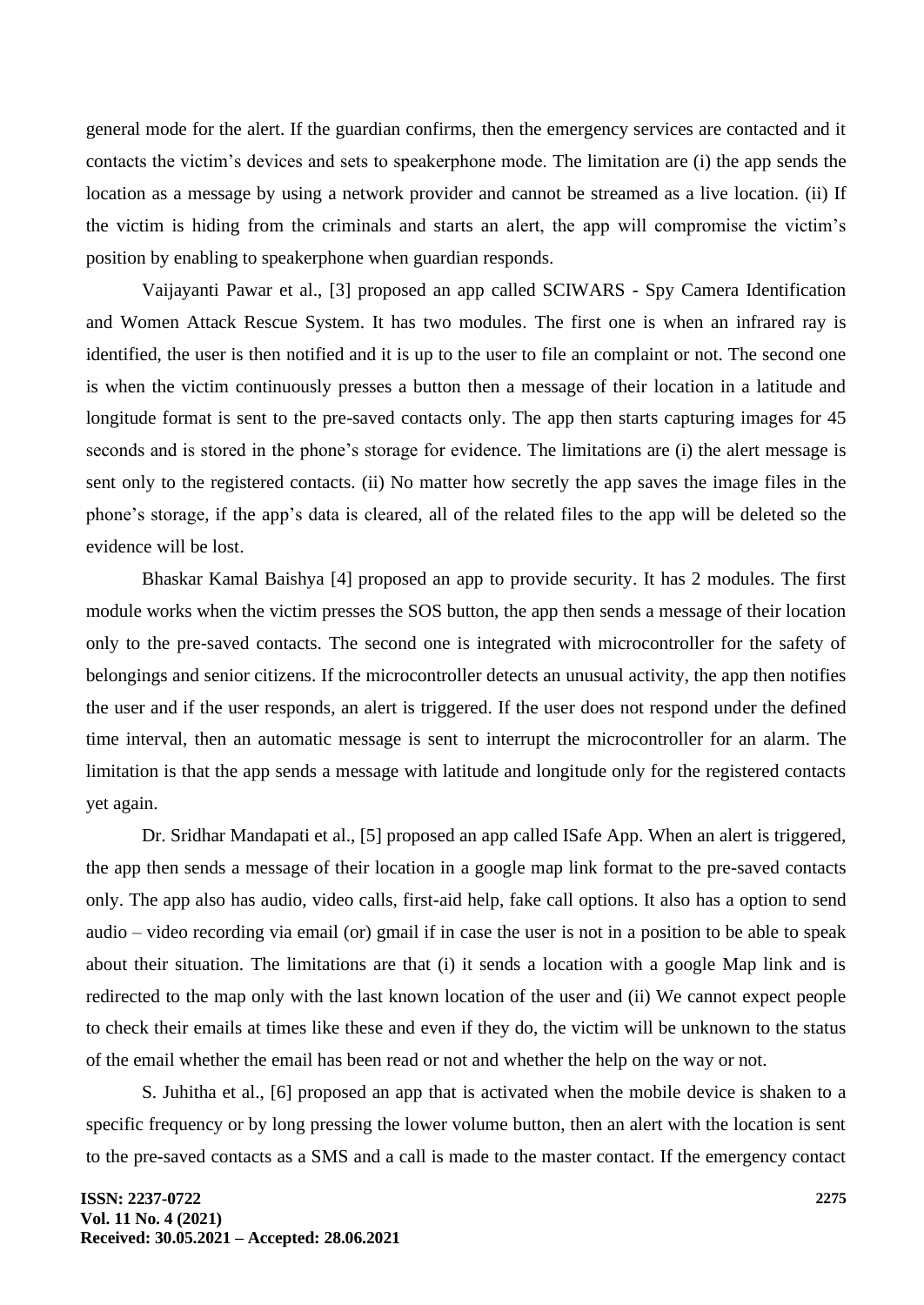general mode for the alert. If the guardian confirms, then the emergency services are contacted and it contacts the victim's devices and sets to speakerphone mode. The limitation are (i) the app sends the location as a message by using a network provider and cannot be streamed as a live location. (ii) If the victim is hiding from the criminals and starts an alert, the app will compromise the victim's position by enabling to speakerphone when guardian responds.

Vaijayanti Pawar et al., [3] proposed an app called SCIWARS - Spy Camera Identification and Women Attack Rescue System. It has two modules. The first one is when an infrared ray is identified, the user is then notified and it is up to the user to file an complaint or not. The second one is when the victim continuously presses a button then a message of their location in a latitude and longitude format is sent to the pre-saved contacts only. The app then starts capturing images for 45 seconds and is stored in the phone's storage for evidence. The limitations are (i) the alert message is sent only to the registered contacts. (ii) No matter how secretly the app saves the image files in the phone's storage, if the app's data is cleared, all of the related files to the app will be deleted so the evidence will be lost.

Bhaskar Kamal Baishya [4] proposed an app to provide security. It has 2 modules. The first module works when the victim presses the SOS button, the app then sends a message of their location only to the pre-saved contacts. The second one is integrated with microcontroller for the safety of belongings and senior citizens. If the microcontroller detects an unusual activity, the app then notifies the user and if the user responds, an alert is triggered. If the user does not respond under the defined time interval, then an automatic message is sent to interrupt the microcontroller for an alarm. The limitation is that the app sends a message with latitude and longitude only for the registered contacts yet again.

Dr. Sridhar Mandapati et al., [5] proposed an app called ISafe App. When an alert is triggered, the app then sends a message of their location in a google map link format to the pre-saved contacts only. The app also has audio, video calls, first-aid help, fake call options. It also has a option to send audio – video recording via email (or) gmail if in case the user is not in a position to be able to speak about their situation. The limitations are that (i) it sends a location with a google Map link and is redirected to the map only with the last known location of the user and (ii) We cannot expect people to check their emails at times like these and even if they do, the victim will be unknown to the status of the email whether the email has been read or not and whether the help on the way or not.

S. Juhitha et al., [6] proposed an app that is activated when the mobile device is shaken to a specific frequency or by long pressing the lower volume button, then an alert with the location is sent to the pre-saved contacts as a SMS and a call is made to the master contact. If the emergency contact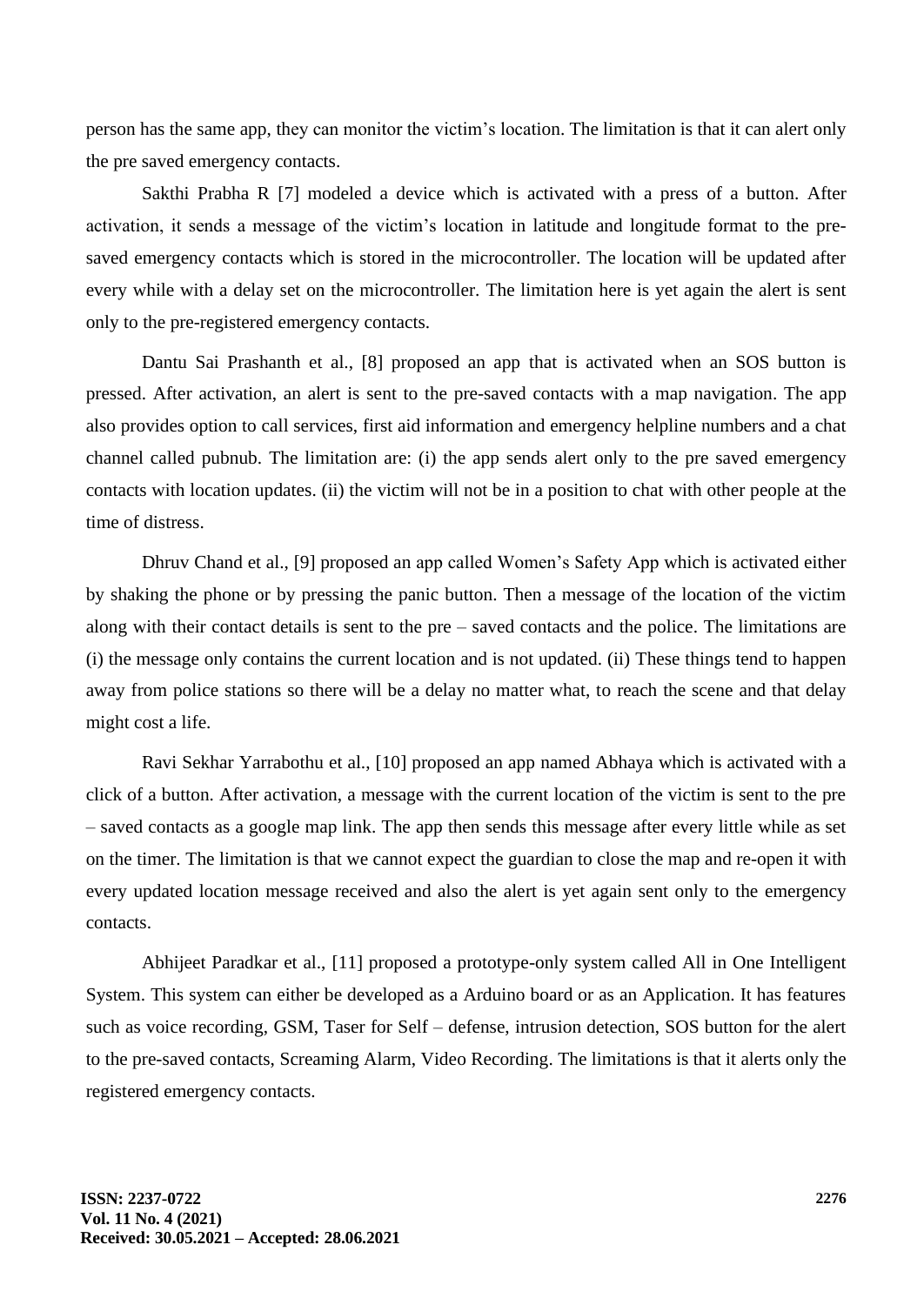person has the same app, they can monitor the victim's location. The limitation is that it can alert only the pre saved emergency contacts.

Sakthi Prabha R [7] modeled a device which is activated with a press of a button. After activation, it sends a message of the victim's location in latitude and longitude format to the pre-saved emergency contacts which is stored in the microcontroller. The location will be updated after every while with a delay set on the microcontroller. The limitation here is yet again the alert is sent only to the pre-registered emergency contacts.

Dantu Sai Prashanth et al., [8] proposed an app that is activated when an SOS button is pressed. After activation, an alert is sent to the pre-saved contacts with a map navigation. The app also provides option to call services, first aid information and emergency helpline numbers and a chat channel called pubnub. The limitation are: (i) the app sends alert only to the pre saved emergency contacts with location updates. (ii) the victim will not be in a position to chat with other people at the time of distress.

Dhruv Chand et al., [9] proposed an app called Women's Safety App which is activated either by shaking the phone or by pressing the panic button. Then a message of the location of the victim along with their contact details is sent to the pre – saved contacts and the police. The limitations are (i) the message only contains the current location and is not updated. (ii) These things tend to happen away from police stations so there will be a delay no matter what, to reach the scene and that delay might cost a life.

Ravi Sekhar Yarrabothu et al., [10] proposed an app named Abhaya which is activated with a click of a button. After activation, a message with the current location of the victim is sent to the pre – saved contacts as a google map link. The app then sends this message after every little while as set on the timer. The limitation is that we cannot expect the guardian to close the map and re-open it with every updated location message received and also the alert is yet again sent only to the emergency contacts.

Abhijeet Paradkar et al., [11] proposed a prototype-only system called All in One Intelligent System. This system can either be developed as a Arduino board or as an Application. It has features such as voice recording, GSM, Taser for Self – defense, intrusion detection, SOS button for the alert to the pre-saved contacts, Screaming Alarm, Video Recording. The limitations is that it alerts only the registered emergency contacts.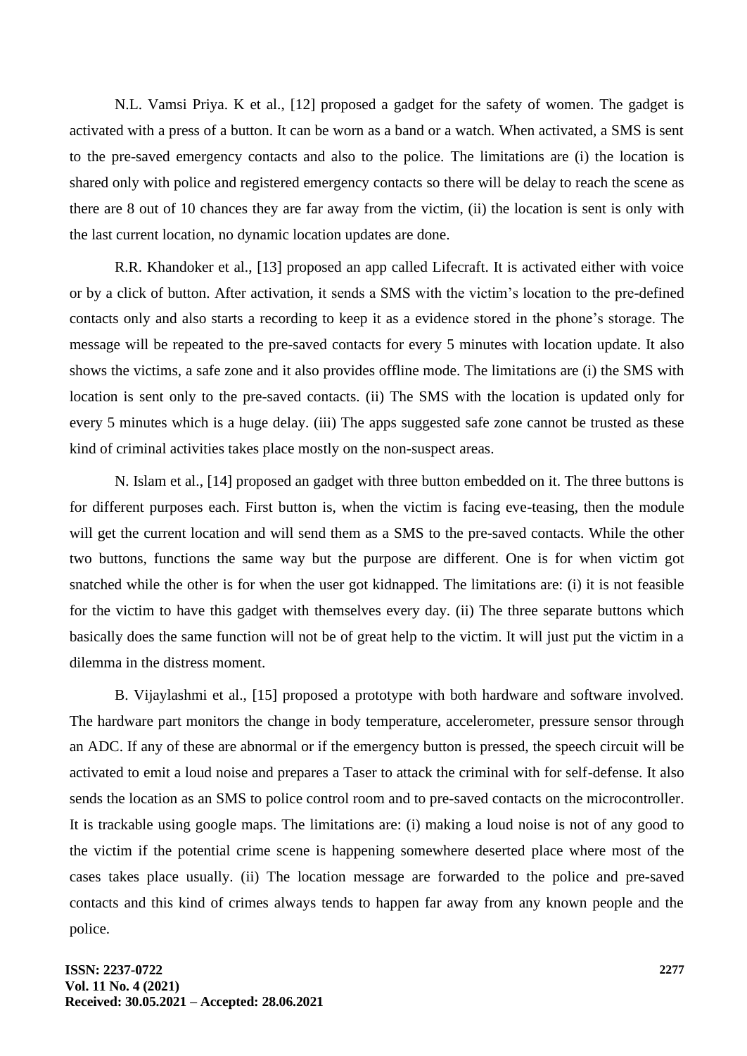N.L. Vamsi Priya. K et al., [12] proposed a gadget for the safety of women. The gadget is activated with a press of a button. It can be worn as a band or a watch. When activated, a SMS is sent to the pre-saved emergency contacts and also to the police. The limitations are (i) the location is shared only with police and registered emergency contacts so there will be delay to reach the scene as there are 8 out of 10 chances they are far away from the victim, (ii) the location is sent is only with the last current location, no dynamic location updates are done.

R.R. Khandoker et al., [13] proposed an app called Lifecraft. It is activated either with voice or by a click of button. After activation, it sends a SMS with the victim's location to the pre-defined contacts only and also starts a recording to keep it as a evidence stored in the phone's storage. The message will be repeated to the pre-saved contacts for every 5 minutes with location update. It also shows the victims, a safe zone and it also provides offline mode. The limitations are (i) the SMS with location is sent only to the pre-saved contacts. (ii) The SMS with the location is updated only for every 5 minutes which is a huge delay. (iii) The apps suggested safe zone cannot be trusted as these kind of criminal activities takes place mostly on the non-suspect areas.

N. Islam et al., [14] proposed an gadget with three button embedded on it. The three buttons is for different purposes each. First button is, when the victim is facing eve-teasing, then the module will get the current location and will send them as a SMS to the pre-saved contacts. While the other two buttons, functions the same way but the purpose are different. One is for when victim got snatched while the other is for when the user got kidnapped. The limitations are: (i) it is not feasible for the victim to have this gadget with themselves every day. (ii) The three separate buttons which basically does the same function will not be of great help to the victim. It will just put the victim in a dilemma in the distress moment.

B. Vijaylashmi et al., [15] proposed a prototype with both hardware and software involved. The hardware part monitors the change in body temperature, accelerometer, pressure sensor through an ADC. If any of these are abnormal or if the emergency button is pressed, the speech circuit will be activated to emit a loud noise and prepares a Taser to attack the criminal with for self-defense. It also sends the location as an SMS to police control room and to pre-saved contacts on the microcontroller. It is trackable using google maps. The limitations are: (i) making a loud noise is not of any good to the victim if the potential crime scene is happening somewhere deserted place where most of the cases takes place usually. (ii) The location message are forwarded to the police and pre-saved contacts and this kind of crimes always tends to happen far away from any known people and the police.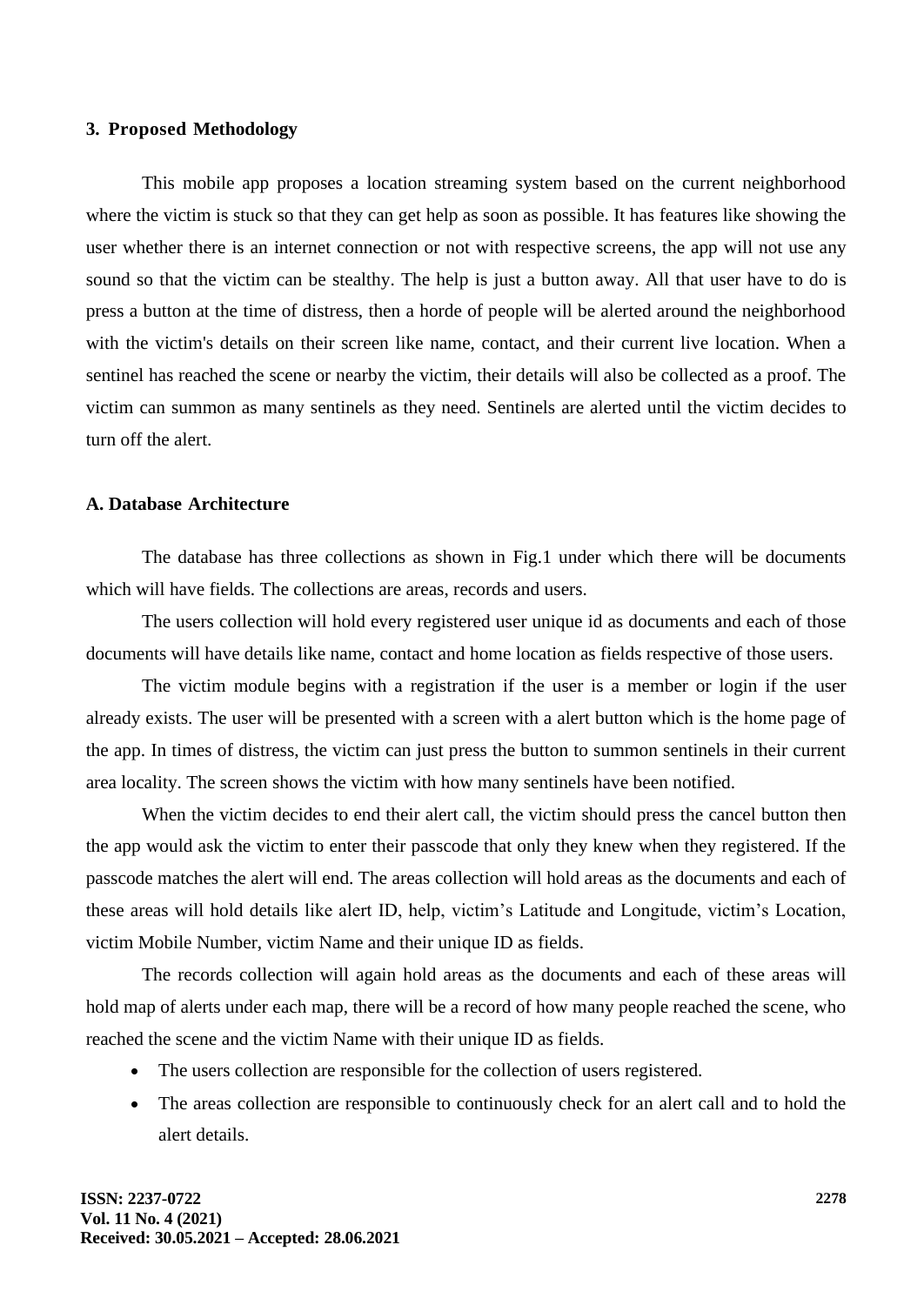## 3. Proposed Methodology

This mobile app proposes a location streaming system based on the current neighborhood where the victim is stuck so that they can get help as soon as possible. It has features like showing the user whether there is an internet connection or not with respective screens, the app will not use any sound so that the victim can be stealthy. The help is just a button away. All that user have to do is press a button at the time of distress, then a horde of people will be alerted around the neighborhood with the victim's details on their screen like name, contact, and their current live location. When a sentinel has reached the scene or nearby the victim, their details will also be collected as a proof. The victim can summon as many sentinels as they need. Sentinels are alerted until the victim decides to turn off the alert.

### A. Database Architecture

The database has three collections as shown in Fig.1 under which there will be documents which will have fields. The collections are areas, records and users.

The users collection will hold every registered user unique id as documents and each of those documents will have details like name, contact and home location as fields respective of those users.

The victim module begins with a registration if the user is a member or login if the user already exists. The user will be presented with a screen with a alert button which is the home page of the app. In times of distress, the victim can just press the button to summon sentinels in their current area locality. The screen shows the victim with how many sentinels have been notified.

When the victim decides to end their alert call, the victim should press the cancel button then the app would ask the victim to enter their passcode that only they knew when they registered. If the passcode matches the alert will end. The areas collection will hold areas as the documents and each of these areas will hold details like alert ID, help, victim's Latitude and Longitude, victim's Location, victim Mobile Number, victim Name and their unique ID as fields.

The records collection will again hold areas as the documents and each of these areas will hold map of alerts under each map, there will be a record of how many people reached the scene, who reached the scene and the victim Name with their unique ID as fields.

- The users collection are responsible for the collection of users registered.
- The areas collection are responsible to continuously check for an alert call and to hold the alert details.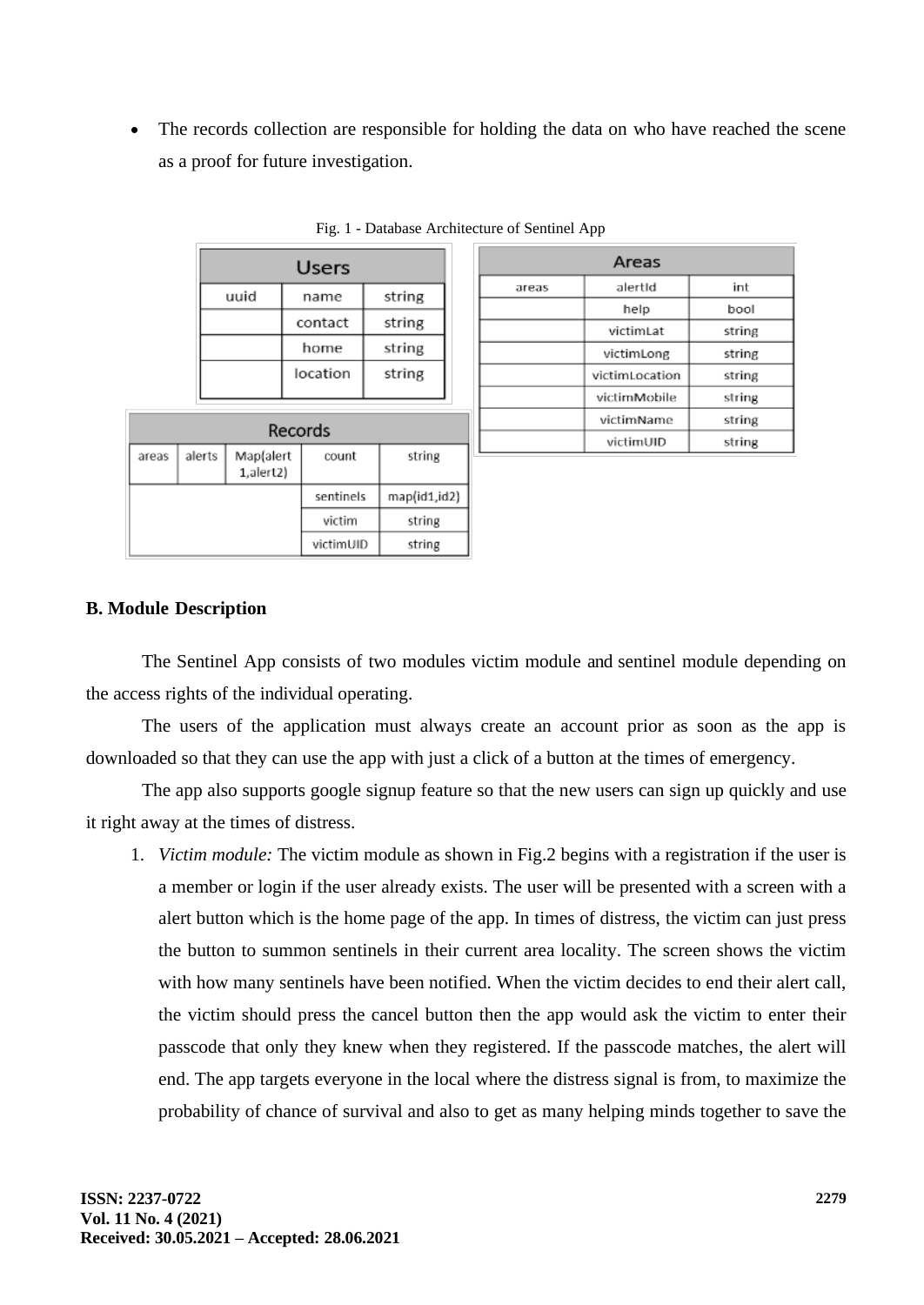- The records collection are responsible for holding the data on who have reached the scene as a proof for future investigation.

Fig. 1 - Database Architecture of Sentinel App

| Users | | |
|---|---|---|
| uuid | name | string |
| | contact | string |
| | home | string |
| | location | string |

| Areas | | |
|---|---|---|
| areas | alertId | int |
| | help | bool |
| | victimLat | string |
| | victimLong | string |
| | victimLocation | string |
| | victimMobile | string |
| | victimName | string |
| | victimUID | string |

| Records | | | | |
|---|---|---|---|---|
| areas | alerts | Map(alert 1,alert2) | count | string |
| | | | sentinels | map(id1,id2) |
| | | | victim | string |
| | | | victimUID | string |

**B. Module Description**

The Sentinel App consists of two modules victim module and sentinel module depending on the access rights of the individual operating.

The users of the application must always create an account prior as soon as the app is downloaded so that they can use the app with just a click of a button at the times of emergency.

The app also supports google signup feature so that the new users can sign up quickly and use it right away at the times of distress.

1. *Victim module:* The victim module as shown in Fig.2 begins with a registration if the user is a member or login if the user already exists. The user will be presented with a screen with a alert button which is the home page of the app. In times of distress, the victim can just press the button to summon sentinels in their current area locality. The screen shows the victim with how many sentinels have been notified. When the victim decides to end their alert call, the victim should press the cancel button then the app would ask the victim to enter their passcode that only they knew when they registered. If the passcode matches, the alert will end. The app targets everyone in the local where the distress signal is from, to maximize the probability of chance of survival and also to get as many helping minds together to save the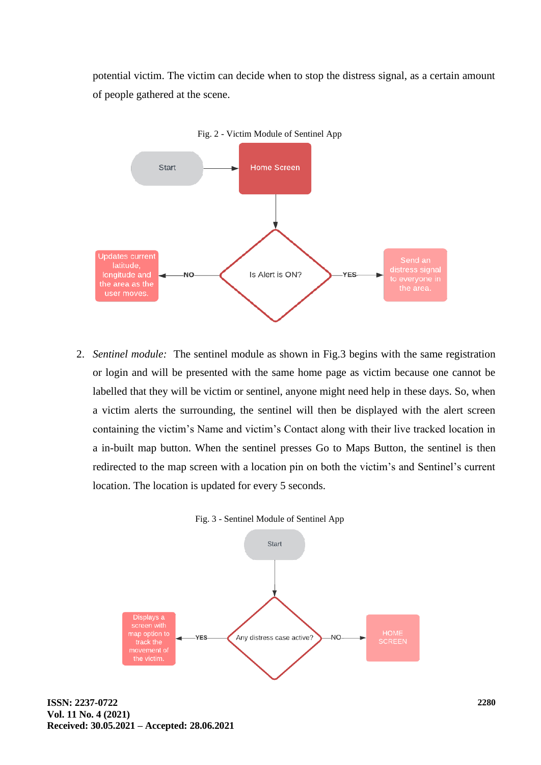potential victim. The victim can decide when to stop the distress signal, as a certain amount of people gathered at the scene.

Fig. 2 - Victim Module of Sentinel App

2. *Sentinel module:* The sentinel module as shown in Fig.3 begins with the same registration or login and will be presented with the same home page as victim because one cannot be labelled that they will be victim or sentinel, anyone might need help in these days. So, when a victim alerts the surrounding, the sentinel will then be displayed with the alert screen containing the victim's Name and victim's Contact along with their live tracked location in a in-built map button. When the sentinel presses Go to Maps Button, the sentinel is then redirected to the map screen with a location pin on both the victim's and Sentinel's current location. The location is updated for every 5 seconds.

Fig. 3 - Sentinel Module of Sentinel App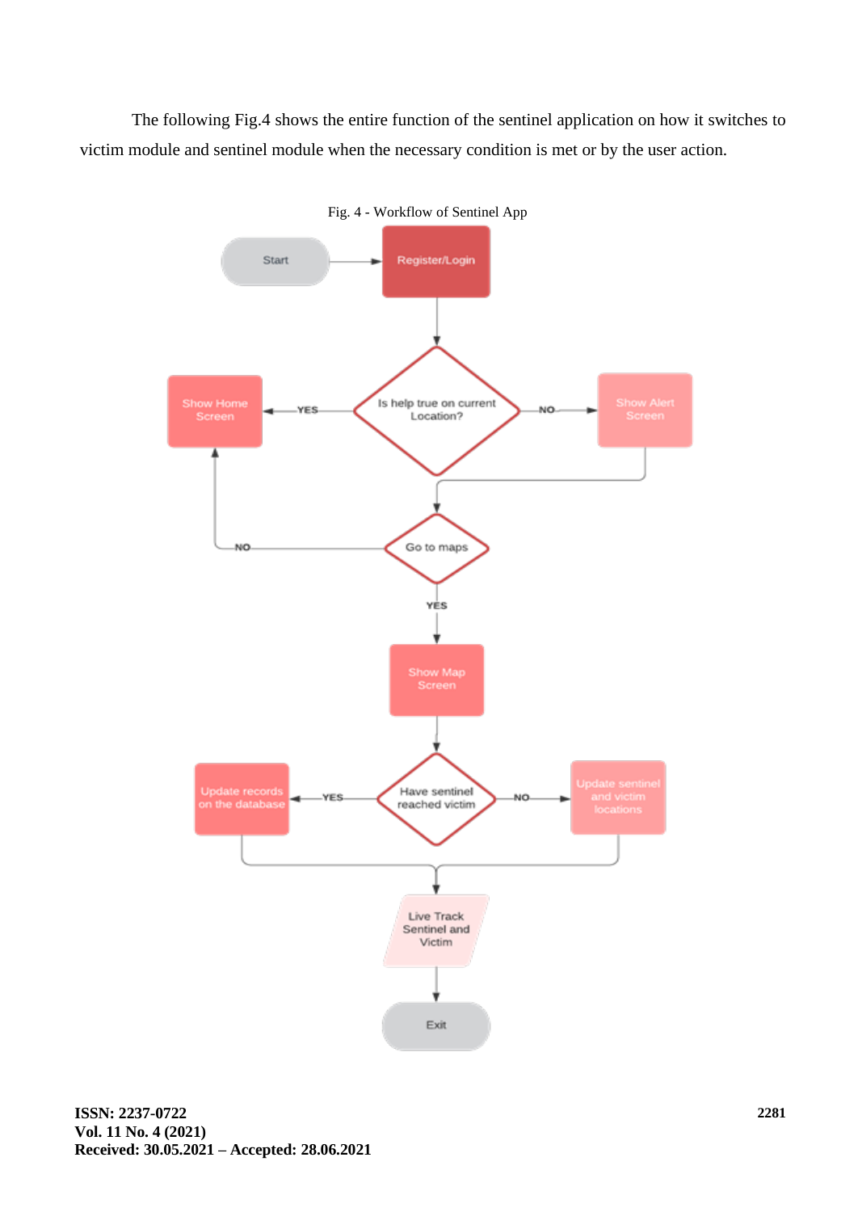The following Fig.4 shows the entire function of the sentinel application on how it switches to victim module and sentinel module when the necessary condition is met or by the user action.

Fig. 4 - Workflow of Sentinel App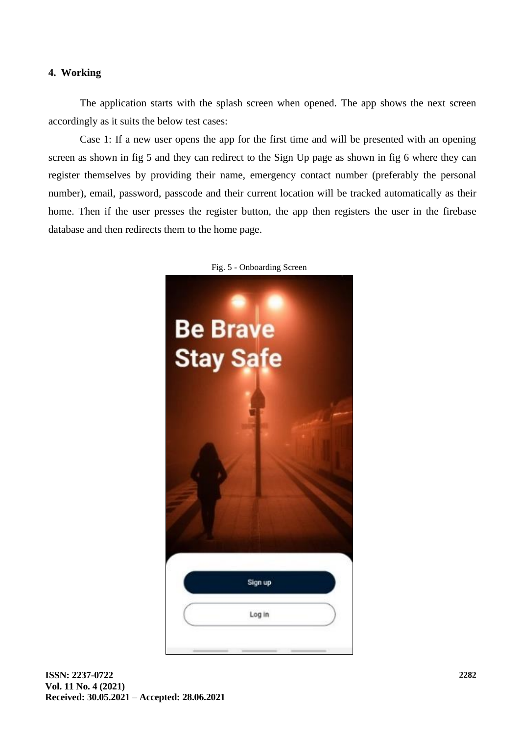## 4. Working

The application starts with the splash screen when opened. The app shows the next screen accordingly as it suits the below test cases:

Case 1: If a new user opens the app for the first time and will be presented with an opening screen as shown in fig 5 and they can redirect to the Sign Up page as shown in fig 6 where they can register themselves by providing their name, emergency contact number (preferably the personal number), email, password, passcode and their current location will be tracked automatically as their home. Then if the user presses the register button, the app then registers the user in the firebase database and then redirects them to the home page.

Fig. 5 - Onboarding Screen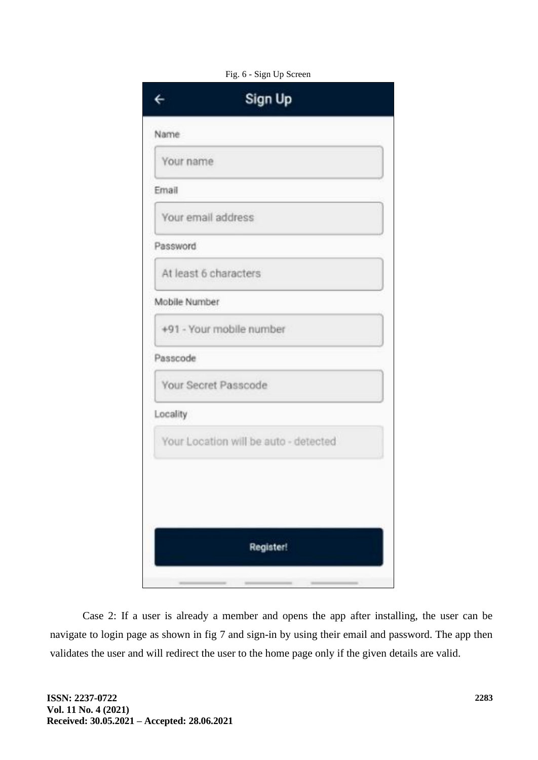Fig. 6 - Sign Up Screen

Case 2: If a user is already a member and opens the app after installing, the user can be navigate to login page as shown in fig 7 and sign-in by using their email and password. The app then validates the user and will redirect the user to the home page only if the given details are valid.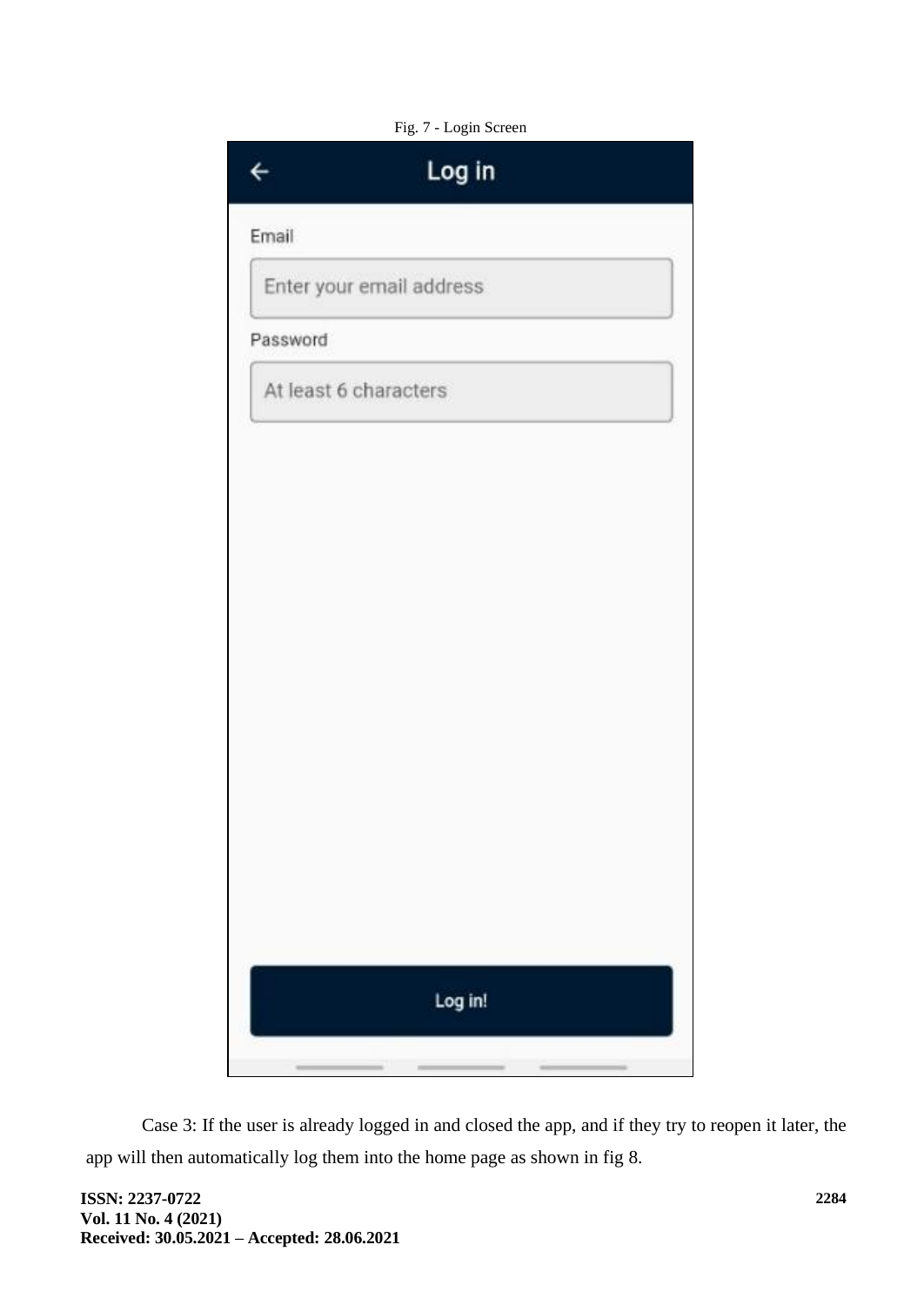Fig. 7 - Login Screen

Case 3: If the user is already logged in and closed the app, and if they try to reopen it later, the app will then automatically log them into the home page as shown in fig 8.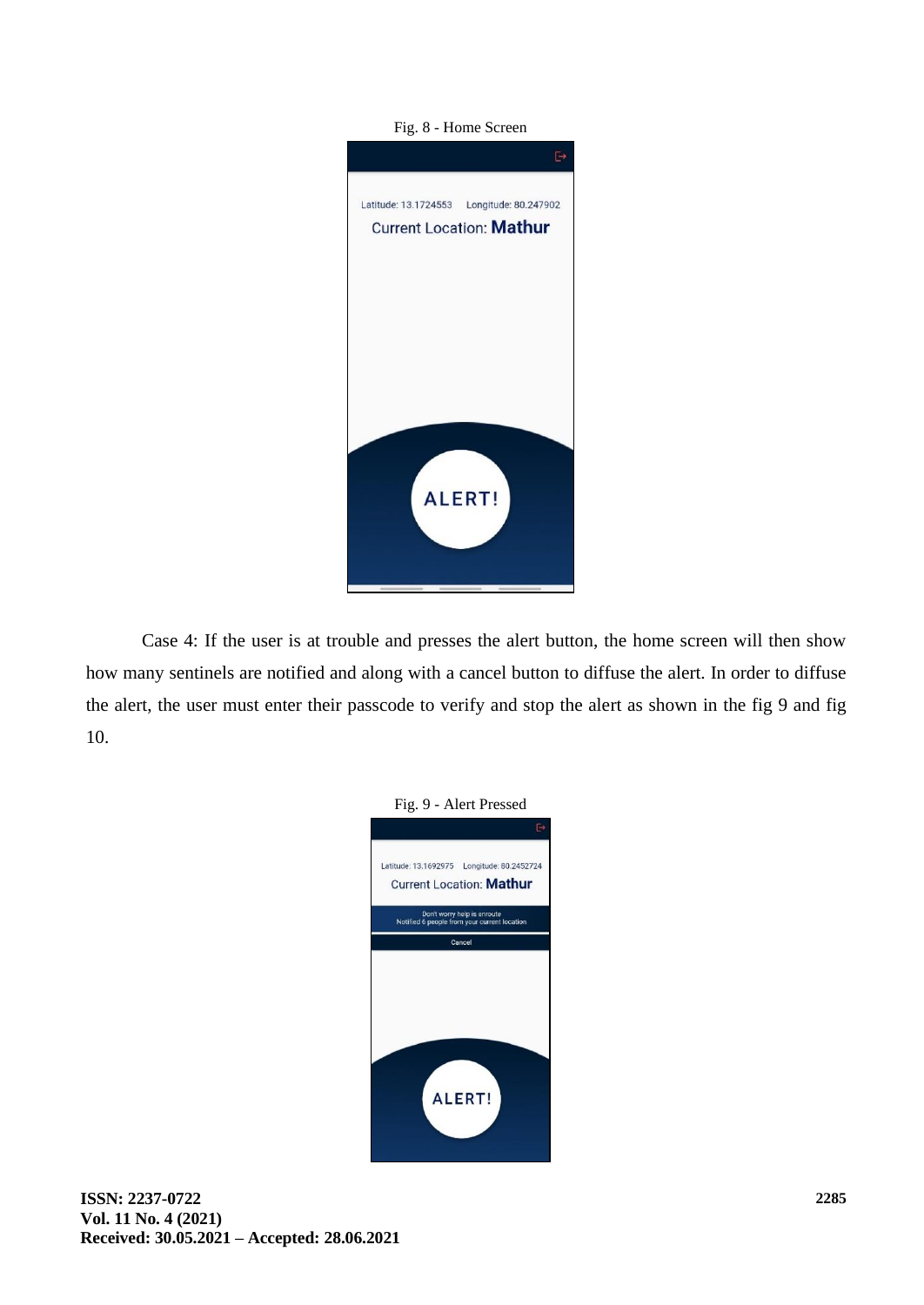Fig. 8 - Home Screen

Case 4: If the user is at trouble and presses the alert button, the home screen will then show how many sentinels are notified and along with a cancel button to diffuse the alert. In order to diffuse the alert, the user must enter their passcode to verify and stop the alert as shown in the fig 9 and fig 10.

Fig. 9 - Alert Pressed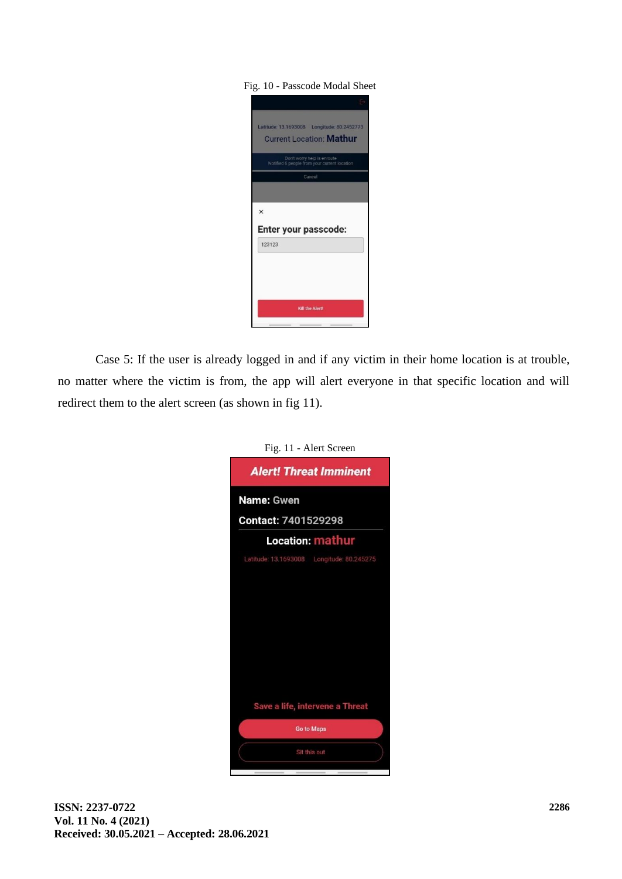Fig. 10 - Passcode Modal Sheet

Case 5: If the user is already logged in and if any victim in their home location is at trouble, no matter where the victim is from, the app will alert everyone in that specific location and will redirect them to the alert screen (as shown in fig 11).

Fig. 11 - Alert Screen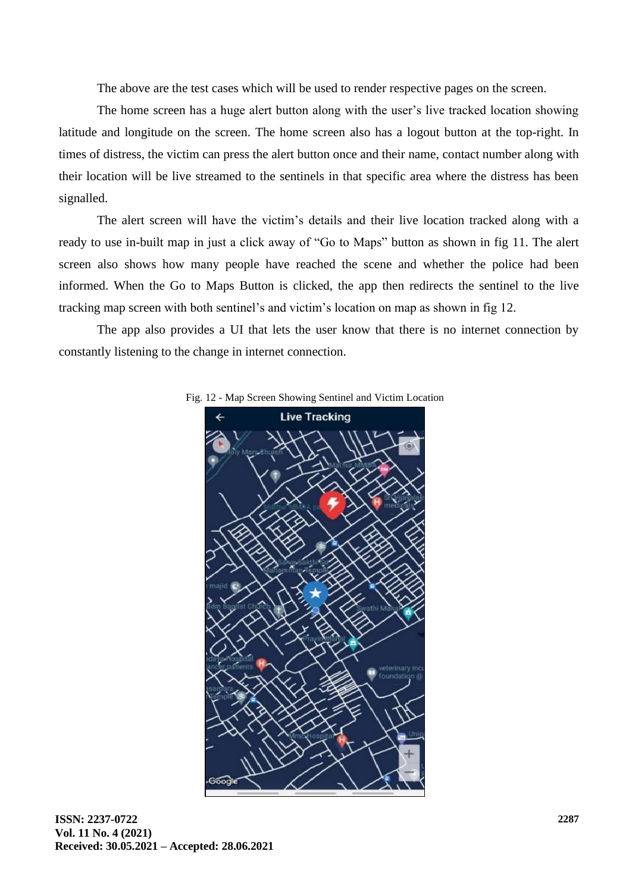The above are the test cases which will be used to render respective pages on the screen.

The home screen has a huge alert button along with the user's live tracked location showing latitude and longitude on the screen. The home screen also has a logout button at the top-right. In times of distress, the victim can press the alert button once and their name, contact number along with their location will be live streamed to the sentinels in that specific area where the distress has been signalled.

The alert screen will have the victim's details and their live location tracked along with a ready to use in-built map in just a click away of "Go to Maps" button as shown in fig 11. The alert screen also shows how many people have reached the scene and whether the police had been informed. When the Go to Maps Button is clicked, the app then redirects the sentinel to the live tracking map screen with both sentinel's and victim's location on map as shown in fig 12.

The app also provides a UI that lets the user know that there is no internet connection by constantly listening to the change in internet connection.

Fig. 12 - Map Screen Showing Sentinel and Victim Location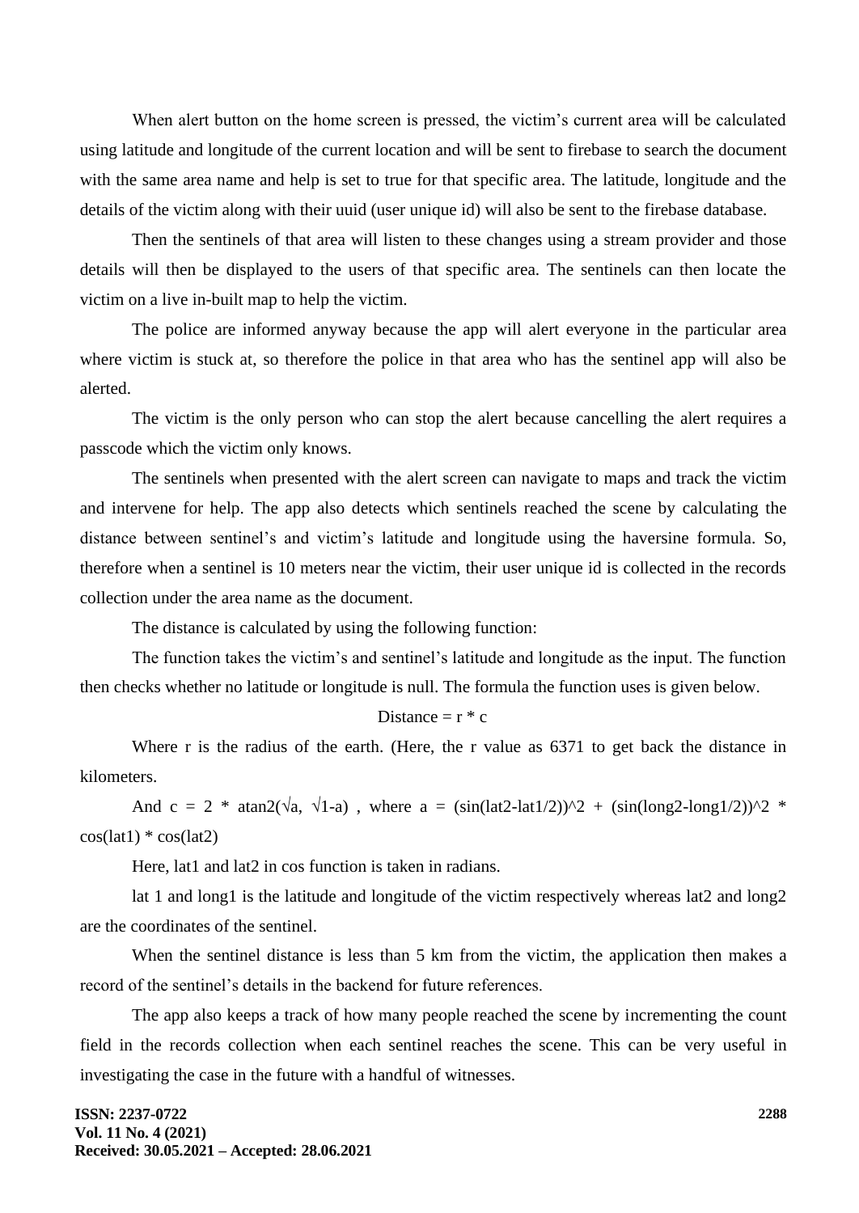When alert button on the home screen is pressed, the victim's current area will be calculated using latitude and longitude of the current location and will be sent to firebase to search the document with the same area name and help is set to true for that specific area. The latitude, longitude and the details of the victim along with their uuid (user unique id) will also be sent to the firebase database.

Then the sentinels of that area will listen to these changes using a stream provider and those details will then be displayed to the users of that specific area. The sentinels can then locate the victim on a live in-built map to help the victim.

The police are informed anyway because the app will alert everyone in the particular area where victim is stuck at, so therefore the police in that area who has the sentinel app will also be alerted.

The victim is the only person who can stop the alert because cancelling the alert requires a passcode which the victim only knows.

The sentinels when presented with the alert screen can navigate to maps and track the victim and intervene for help. The app also detects which sentinels reached the scene by calculating the distance between sentinel's and victim's latitude and longitude using the haversine formula. So, therefore when a sentinel is 10 meters near the victim, their user unique id is collected in the records collection under the area name as the document.

The distance is calculated by using the following function:

The function takes the victim's and sentinel's latitude and longitude as the input. The function then checks whether no latitude or longitude is null. The formula the function uses is given below.

$$\text{Distance} = r * c$$

Where r is the radius of the earth. (Here, the r value as 6371 to get back the distance in kilometers.

And $c = 2 * \text{atan2}(\sqrt{a}, \sqrt{1-a})$ , where $a = (\sin(\text{lat2-lat1}/2))^2 + (\sin(\text{long2-long1}/2))^2 * \cos(\text{lat1}) * \cos(\text{lat2})$

Here, lat1 and lat2 in cos function is taken in radians.

lat 1 and long1 is the latitude and longitude of the victim respectively whereas lat2 and long2 are the coordinates of the sentinel.

When the sentinel distance is less than 5 km from the victim, the application then makes a record of the sentinel's details in the backend for future references.

The app also keeps a track of how many people reached the scene by incrementing the count field in the records collection when each sentinel reaches the scene. This can be very useful in investigating the case in the future with a handful of witnesses.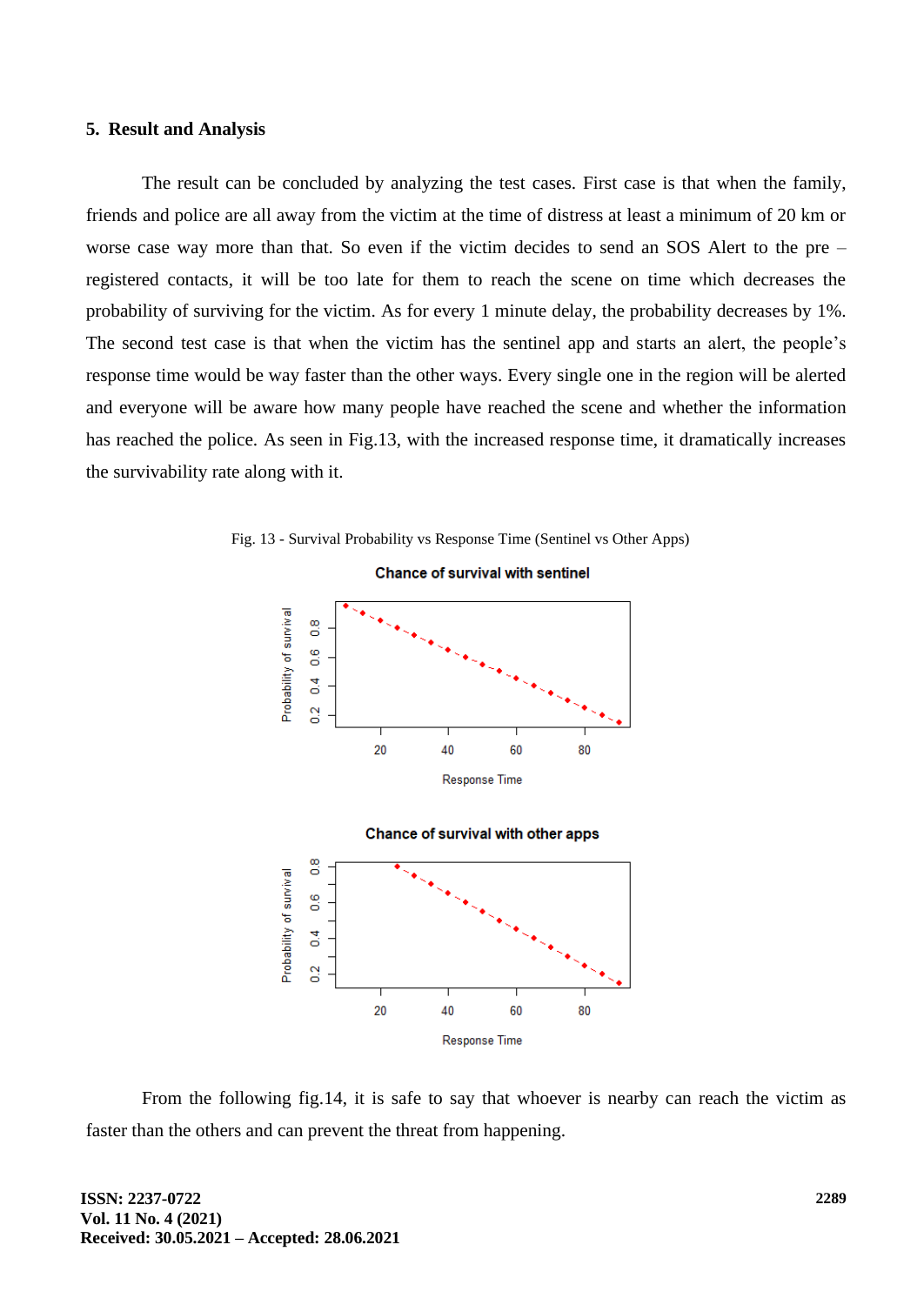## 5. Result and Analysis

The result can be concluded by analyzing the test cases. First case is that when the family, friends and police are all away from the victim at the time of distress at least a minimum of 20 km or worse case way more than that. So even if the victim decides to send an SOS Alert to the pre – registered contacts, it will be too late for them to reach the scene on time which decreases the probability of surviving for the victim. As for every 1 minute delay, the probability decreases by 1%. The second test case is that when the victim has the sentinel app and starts an alert, the people's response time would be way faster than the other ways. Every single one in the region will be alerted and everyone will be aware how many people have reached the scene and whether the information has reached the police. As seen in Fig.13, with the increased response time, it dramatically increases the survivability rate along with it.

Fig. 13 - Survival Probability vs Response Time (Sentinel vs Other Apps)

From the following fig.14, it is safe to say that whoever is nearby can reach the victim as faster than the others and can prevent the threat from happening.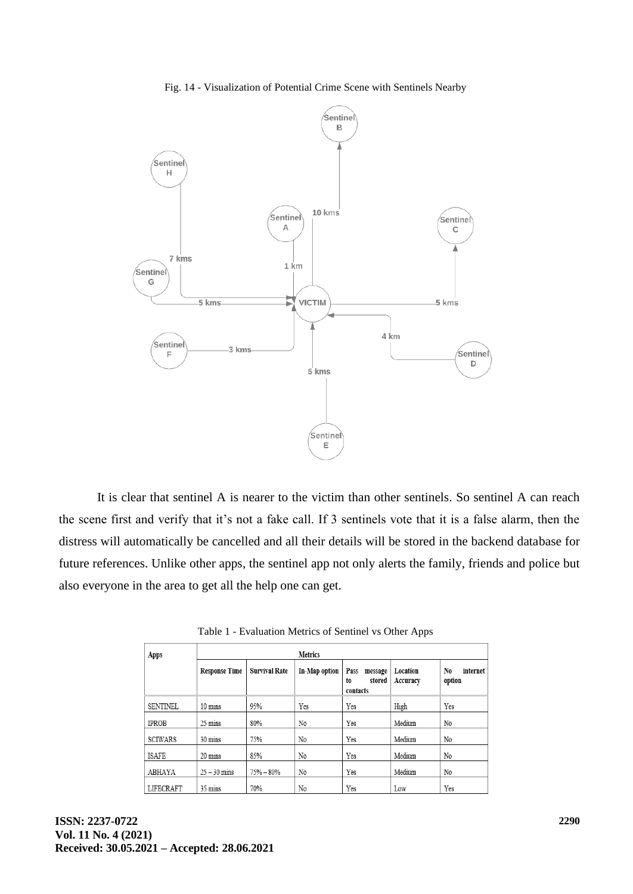Fig. 14 - Visualization of Potential Crime Scene with Sentinels Nearby

It is clear that sentinel A is nearer to the victim than other sentinels. So sentinel A can reach the scene first and verify that it's not a fake call. If 3 sentinels vote that it is a false alarm, then the distress will automatically be cancelled and all their details will be stored in the backend database for future references. Unlike other apps, the sentinel app not only alerts the family, friends and police but also everyone in the area to get all the help one can get.

Table 1 - Evaluation Metrics of Sentinel vs Other Apps

| Apps | Metrics | | | | | |
|---|---|---|---|---|---|---|
| | Response Time | Survival Rate | In-Map option | Pass message to stored contacts | Location Accuracy | No internet option |
| SENTINEL | 10 mins | 95% | Yes | Yes | High | Yes |
| IPROB | 25 mins | 80% | No | Yes | Medium | No |
| SCIWARS | 30 mins | 75% | No | Yes | Medium | No |
| ISAFE | 20 mins | 85% | No | Yes | Medium | No |
| ABHAYA | 25 – 30 mins | 75% – 80% | No | Yes | Medium | No |
| LIFECRAFT | 35 mins | 70% | No | Yes | Low | Yes |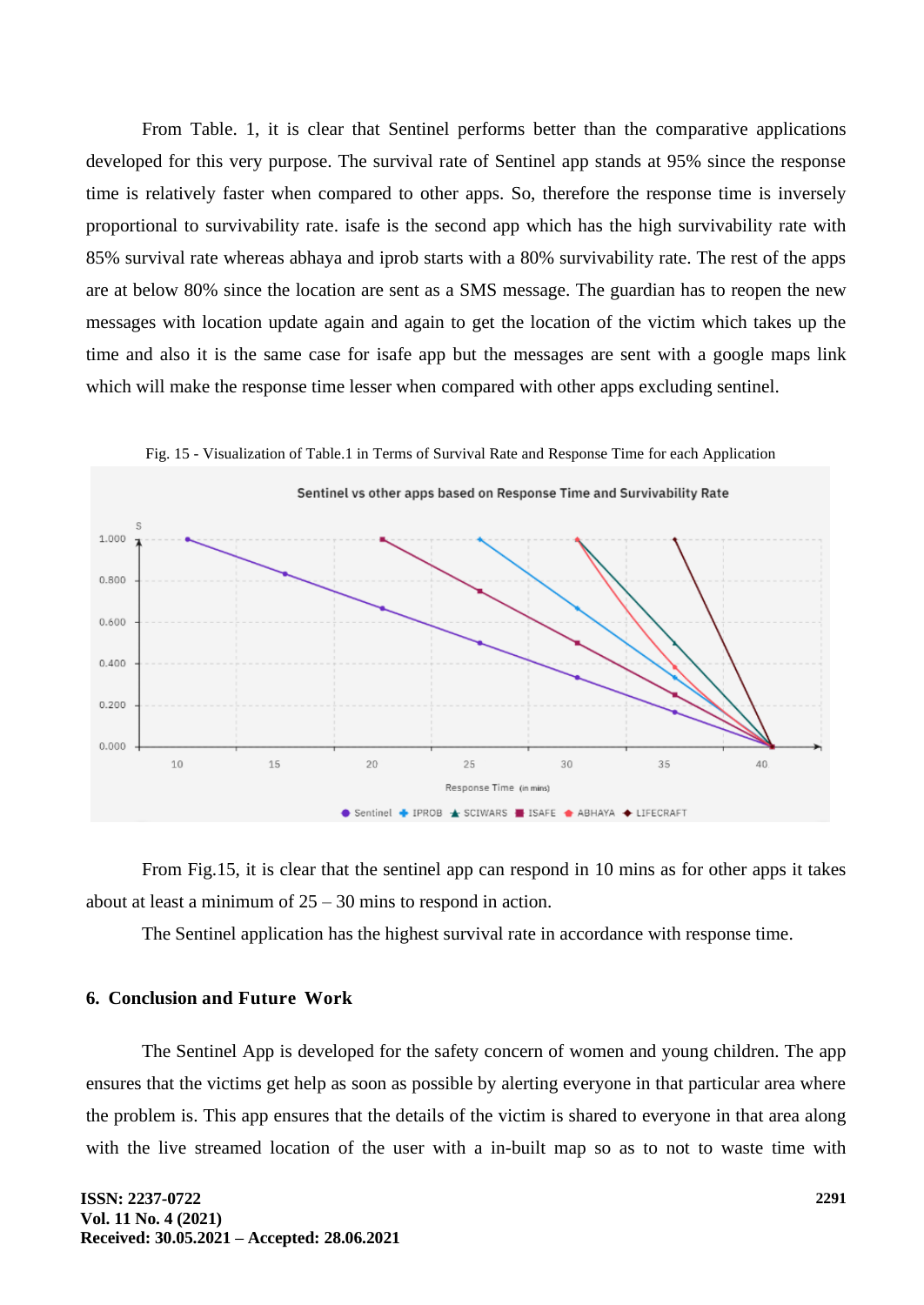From Table. 1, it is clear that Sentinel performs better than the comparative applications developed for this very purpose. The survival rate of Sentinel app stands at 95% since the response time is relatively faster when compared to other apps. So, therefore the response time is inversely proportional to survivability rate. isafe is the second app which has the high survivability rate with 85% survival rate whereas abhaya and iprob starts with a 80% survivability rate. The rest of the apps are at below 80% since the location are sent as a SMS message. The guardian has to reopen the new messages with location update again and again to get the location of the victim which takes up the time and also it is the same case for isafe app but the messages are sent with a google maps link which will make the response time lesser when compared with other apps excluding sentinel.

Fig. 15 - Visualization of Table.1 in Terms of Survival Rate and Response Time for each Application

From Fig.15, it is clear that the sentinel app can respond in 10 mins as for other apps it takes about at least a minimum of 25 – 30 mins to respond in action.

The Sentinel application has the highest survival rate in accordance with response time.

## 6. Conclusion and Future Work

The Sentinel App is developed for the safety concern of women and young children. The app ensures that the victims get help as soon as possible by alerting everyone in that particular area where the problem is. This app ensures that the details of the victim is shared to everyone in that area along with the live streamed location of the user with a in-built map so as to not to waste time with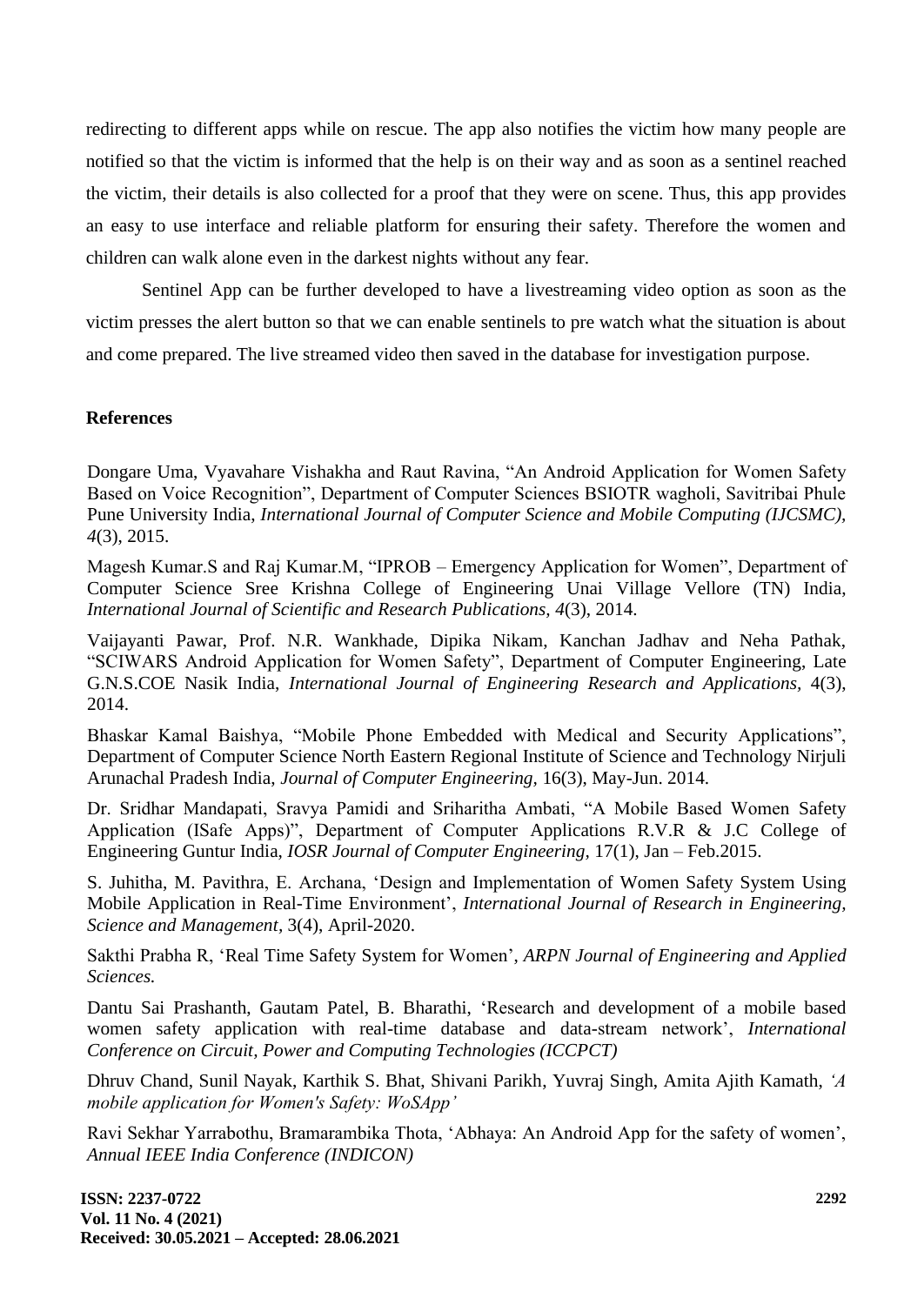redirecting to different apps while on rescue. The app also notifies the victim how many people are notified so that the victim is informed that the help is on their way and as soon as a sentinel reached the victim, their details is also collected for a proof that they were on scene. Thus, this app provides an easy to use interface and reliable platform for ensuring their safety. Therefore the women and children can walk alone even in the darkest nights without any fear.

Sentinel App can be further developed to have a livestreaming video option as soon as the victim presses the alert button so that we can enable sentinels to pre watch what the situation is about and come prepared. The live streamed video then saved in the database for investigation purpose.

## References

Dongare Uma, Vyavahare Vishakha and Raut Ravina, "An Android Application for Women Safety Based on Voice Recognition", Department of Computer Sciences BSIOTR wagholi, Savitribai Phule Pune University India, *International Journal of Computer Science and Mobile Computing (IJCSMC), 4*(3), 2015.

Magesh Kumar.S and Raj Kumar.M, "IPROB – Emergency Application for Women", Department of Computer Science Sree Krishna College of Engineering Unai Village Vellore (TN) India, *International Journal of Scientific and Research Publications, 4*(3), 2014.

Vaijayanti Pawar, Prof. N.R. Wankhade, Dipika Nikam, Kanchan Jadhav and Neha Pathak, "SCIWARS Android Application for Women Safety", Department of Computer Engineering, Late G.N.S.COE Nasik India, *International Journal of Engineering Research and Applications,* 4(3), 2014.

Bhaskar Kamal Baishya, "Mobile Phone Embedded with Medical and Security Applications", Department of Computer Science North Eastern Regional Institute of Science and Technology Nirjuli Arunachal Pradesh India, *Journal of Computer Engineering,* 16(3), May-Jun. 2014.

Dr. Sridhar Mandapati, Sravya Pamidi and Sriharitha Ambati, "A Mobile Based Women Safety Application (ISafe Apps)", Department of Computer Applications R.V.R & J.C College of Engineering Guntur India, *IOSR Journal of Computer Engineering,* 17(1), Jan – Feb.2015.

S. Juhitha, M. Pavithra, E. Archana, 'Design and Implementation of Women Safety System Using Mobile Application in Real-Time Environment', *International Journal of Research in Engineering, Science and Management,* 3(4), April-2020.

Sakthi Prabha R, 'Real Time Safety System for Women', *ARPN Journal of Engineering and Applied Sciences.*

Dantu Sai Prashanth, Gautam Patel, B. Bharathi, 'Research and development of a mobile based women safety application with real-time database and data-stream network', *International Conference on Circuit, Power and Computing Technologies (ICCPCT)*

Dhruv Chand, Sunil Nayak, Karthik S. Bhat, Shivani Parikh, Yuvraj Singh, Amita Ajith Kamath, *'A mobile application for Women's Safety: WoSApp'*

Ravi Sekhar Yarrabothu, Bramarambika Thota, 'Abhaya: An Android App for the safety of women', *Annual IEEE India Conference (INDICON)*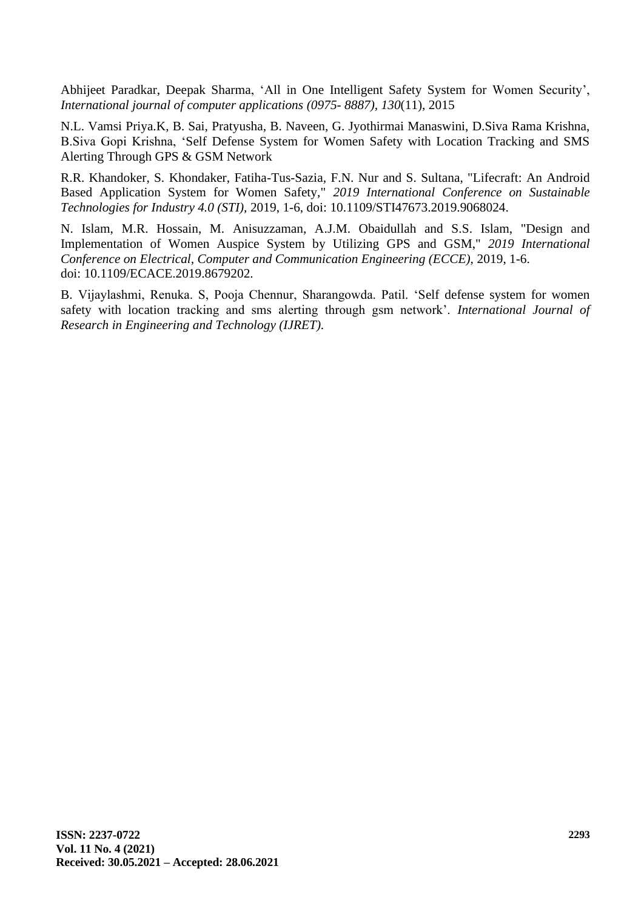Abhijeet Paradkar, Deepak Sharma, ‘All in One Intelligent Safety System for Women Security’, *International journal of computer applications (0975- 8887), 130*(11), 2015

N.L. Vamsi Priya.K, B. Sai, Pratyusha, B. Naveen, G. Jyothirmai Manaswini, D.Siva Rama Krishna, B.Siva Gopi Krishna, ‘Self Defense System for Women Safety with Location Tracking and SMS Alerting Through GPS & GSM Network

R.R. Khandoker, S. Khondaker, Fatiha-Tus-Sazia, F.N. Nur and S. Sultana, "Lifecraft: An Android Based Application System for Women Safety," *2019 International Conference on Sustainable Technologies for Industry 4.0 (STI)*, 2019, 1-6, doi: 10.1109/STI47673.2019.9068024.

N. Islam, M.R. Hossain, M. Anisuzzaman, A.J.M. Obaidullah and S.S. Islam, "Design and Implementation of Women Auspice System by Utilizing GPS and GSM," *2019 International Conference on Electrical, Computer and Communication Engineering (ECCE)*, 2019, 1-6. doi: 10.1109/ECACE.2019.8679202.

B. Vijaylashmi, Renuka. S, Pooja Chennur, Sharangowda. Patil. ‘Self defense system for women safety with location tracking and sms alerting through gsm network’. *International Journal of Research in Engineering and Technology (IJRET).*